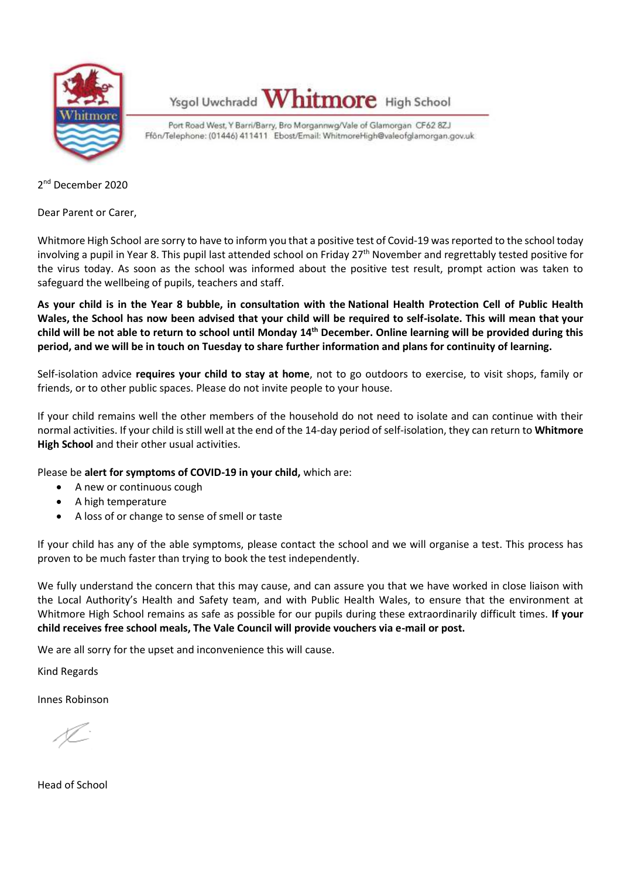Ysgol Uwchradd **Whitmore** High School

Port Road West, Y Barri/Barry, Bro Morgannwg/Vale of Glamorgan CF62 8ZJ
Ffôn/Telephone: (01446) 411411 Ebost/Email: WhitmoreHigh@valeofglamorgan.gov.uk

2nd December 2020

Dear Parent or Carer,

Whitmore High School are sorry to have to inform you that a positive test of Covid-19 was reported to the school today involving a pupil in Year 8. This pupil last attended school on Friday 27th November and regrettably tested positive for the virus today. As soon as the school was informed about the positive test result, prompt action was taken to safeguard the wellbeing of pupils, teachers and staff.

**As your child is in the Year 8 bubble, in consultation with the National Health Protection Cell of Public Health Wales, the School has now been advised that your child will be required to self-isolate. This will mean that your child will be not able to return to school until Monday 14th December. Online learning will be provided during this period, and we will be in touch on Tuesday to share further information and plans for continuity of learning.**

Self-isolation advice **requires your child to stay at home**, not to go outdoors to exercise, to visit shops, family or friends, or to other public spaces. Please do not invite people to your house.

If your child remains well the other members of the household do not need to isolate and can continue with their normal activities. If your child is still well at the end of the 14-day period of self-isolation, they can return to **Whitmore High School** and their other usual activities.

Please be **alert for symptoms of COVID-19 in your child,** which are:

- A new or continuous cough
- A high temperature
- A loss of or change to sense of smell or taste

If your child has any of the able symptoms, please contact the school and we will organise a test. This process has proven to be much faster than trying to book the test independently.

We fully understand the concern that this may cause, and can assure you that we have worked in close liaison with the Local Authority's Health and Safety team, and with Public Health Wales, to ensure that the environment at Whitmore High School remains as safe as possible for our pupils during these extraordinarily difficult times. **If your child receives free school meals, The Vale Council will provide vouchers via e-mail or post.**

We are all sorry for the upset and inconvenience this will cause.

Kind Regards

Innes Robinson

Head of School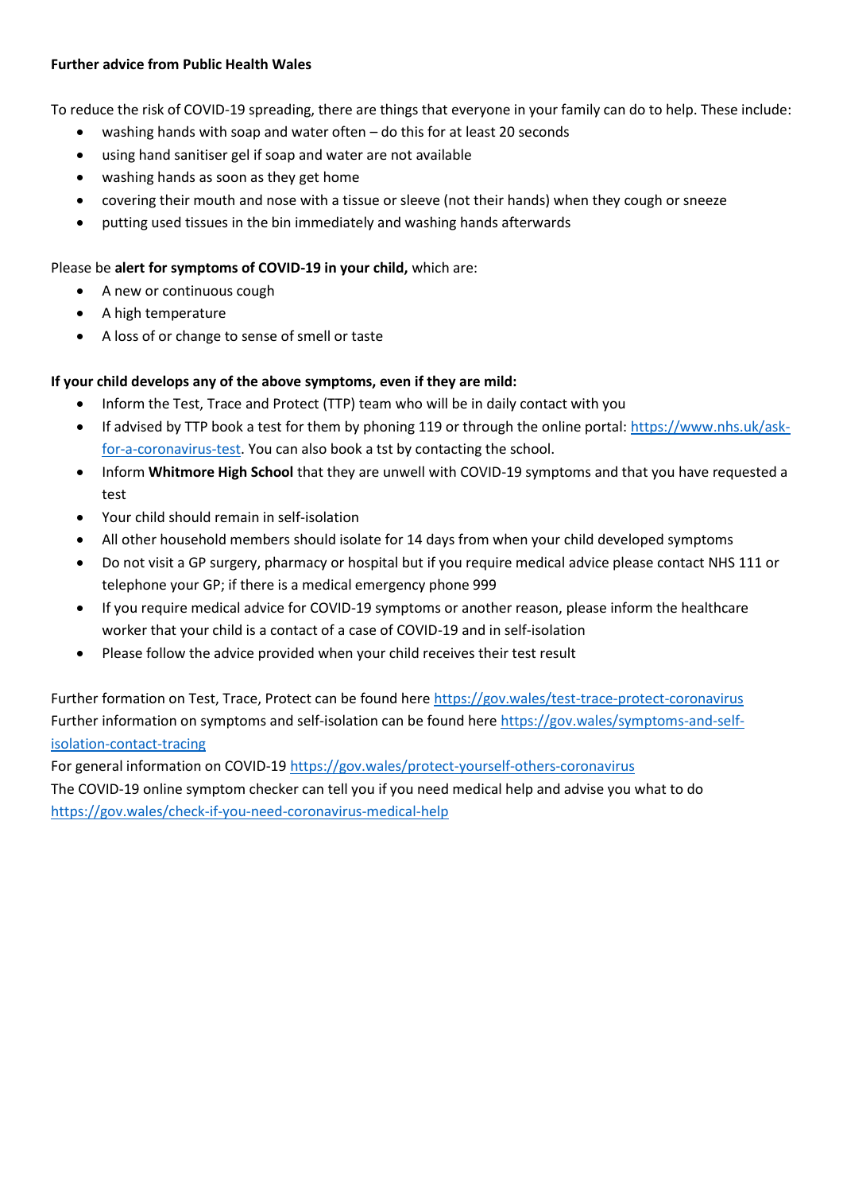**Further advice from Public Health Wales**

To reduce the risk of COVID-19 spreading, there are things that everyone in your family can do to help. These include:

- washing hands with soap and water often – do this for at least 20 seconds
- using hand sanitiser gel if soap and water are not available
- washing hands as soon as they get home
- covering their mouth and nose with a tissue or sleeve (not their hands) when they cough or sneeze
- putting used tissues in the bin immediately and washing hands afterwards

Please be **alert for symptoms of COVID-19 in your child,** which are:

- A new or continuous cough
- A high temperature
- A loss of or change to sense of smell or taste

**If your child develops any of the above symptoms, even if they are mild:**

- Inform the Test, Trace and Protect (TTP) team who will be in daily contact with you
- If advised by TTP book a test for them by phoning 119 or through the online portal: https://www.nhs.uk/ask-for-a-coronavirus-test. You can also book a tst by contacting the school.
- Inform **Whitmore High School** that they are unwell with COVID-19 symptoms and that you have requested a test
- Your child should remain in self-isolation
- All other household members should isolate for 14 days from when your child developed symptoms
- Do not visit a GP surgery, pharmacy or hospital but if you require medical advice please contact NHS 111 or telephone your GP; if there is a medical emergency phone 999
- If you require medical advice for COVID-19 symptoms or another reason, please inform the healthcare worker that your child is a contact of a case of COVID-19 and in self-isolation
- Please follow the advice provided when your child receives their test result

Further formation on Test, Trace, Protect can be found here https://gov.wales/test-trace-protect-coronavirus
Further information on symptoms and self-isolation can be found here https://gov.wales/symptoms-and-self-isolation-contact-tracing
For general information on COVID-19 https://gov.wales/protect-yourself-others-coronavirus
The COVID-19 online symptom checker can tell you if you need medical help and advise you what to do https://gov.wales/check-if-you-need-coronavirus-medical-help